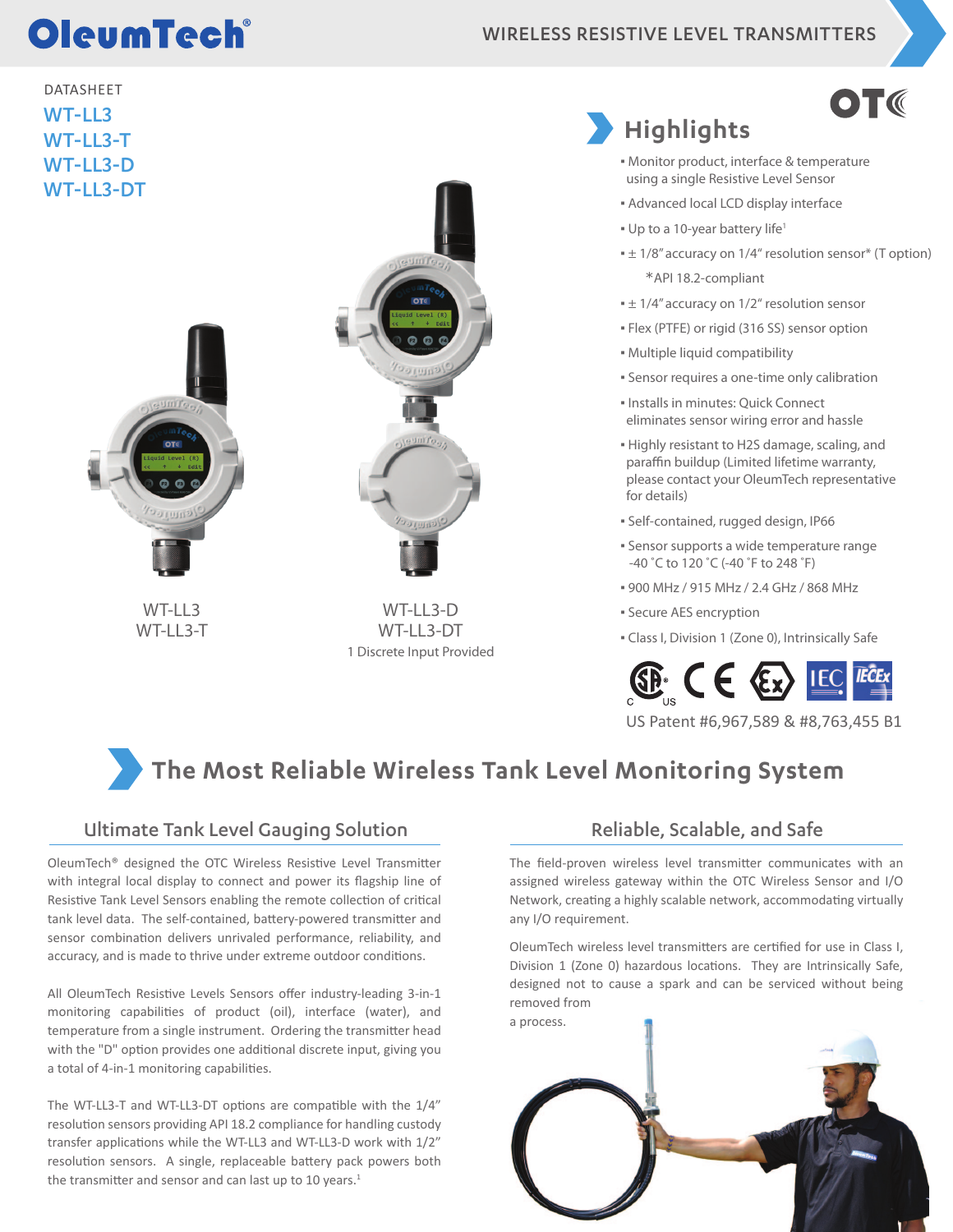DATASHEET

# WT-LL3
# WT-LL3-T
# WT-LL3-D
# WT-LL3-DT

WT-LL3
WT-LL3-T

WT-LL3-D
WT-LL3-DT
1 Discrete Input Provided

## Highlights

- Monitor product, interface & temperature using a single Resistive Level Sensor
- Advanced local LCD display interface
- Up to a 10-year battery life[1]
- ± 1/8" accuracy on 1/4" resolution sensor* (T option)
  *API 18.2-compliant
- ± 1/4" accuracy on 1/2" resolution sensor
- Flex (PTFE) or rigid (316 SS) sensor option
- Multiple liquid compatibility
- Sensor requires a one-time only calibration
- Installs in minutes: Quick Connect eliminates sensor wiring error and hassle
- Highly resistant to H2S damage, scaling, and paraffin buildup (Limited lifetime warranty, please contact your OleumTech representative for details)
- Self-contained, rugged design, IP66
- Sensor supports a wide temperature range -40 ˚C to 120 ˚C (-40 ˚F to 248 ˚F)
- 900 MHz / 915 MHz / 2.4 GHz / 868 MHz
- Secure AES encryption
- Class I, Division 1 (Zone 0), Intrinsically Safe

US Patent #6,967,589 & #8,763,455 B1

## The Most Reliable Wireless Tank Level Monitoring System

### Ultimate Tank Level Gauging Solution

OleumTech® designed the OTC Wireless Resistive Level Transmitter with integral local display to connect and power its flagship line of Resistive Tank Level Sensors enabling the remote collection of critical tank level data. The self-contained, battery-powered transmitter and sensor combination delivers unrivaled performance, reliability, and accuracy, and is made to thrive under extreme outdoor conditions.

All OleumTech Resistive Levels Sensors offer industry-leading 3-in-1 monitoring capabilities of product (oil), interface (water), and temperature from a single instrument. Ordering the transmitter head with the "D" option provides one additional discrete input, giving you a total of 4-in-1 monitoring capabilities.

The WT-LL3-T and WT-LL3-DT options are compatible with the 1/4" resolution sensors providing API 18.2 compliance for handling custody transfer applications while the WT-LL3 and WT-LL3-D work with 1/2" resolution sensors. A single, replaceable battery pack powers both the transmitter and sensor and can last up to 10 years.[1]

### Reliable, Scalable, and Safe

The field-proven wireless level transmitter communicates with an assigned wireless gateway within the OTC Wireless Sensor and I/O Network, creating a highly scalable network, accommodating virtually any I/O requirement.

OleumTech wireless level transmitters are certified for use in Class I, Division 1 (Zone 0) hazardous locations. They are Intrinsically Safe, designed not to cause a spark and can be serviced without being removed from a process.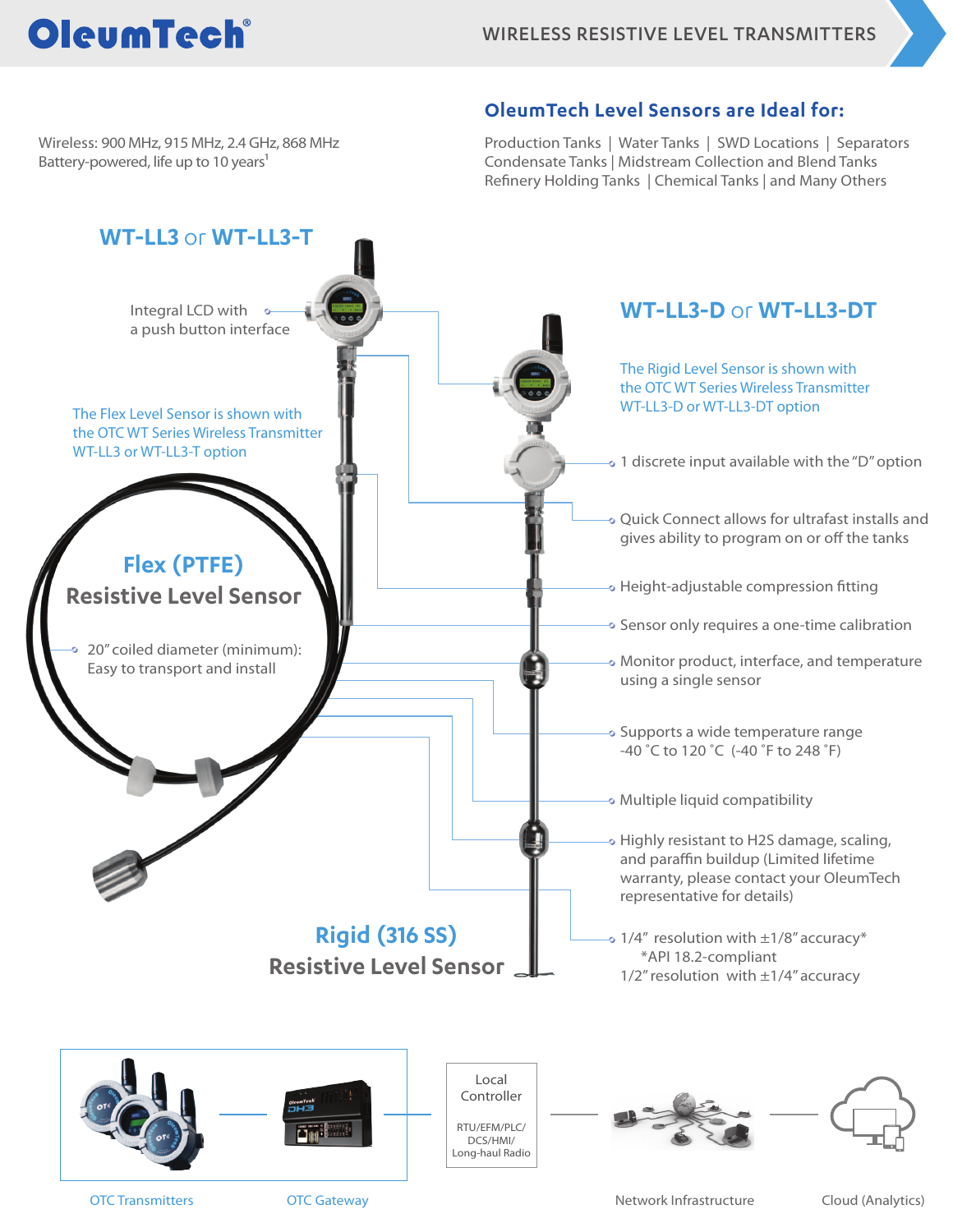# WIRELESS RESISTIVE LEVEL TRANSMITTERS

Wireless: 900 MHz, 915 MHz, 2.4 GHz, 868 MHz
Battery-powered, life up to 10 years[1]

## OleumTech Level Sensors are Ideal for:

Production Tanks | Water Tanks | SWD Locations | Separators
Condensate Tanks | Midstream Collection and Blend Tanks
Refinery Holding Tanks | Chemical Tanks | and Many Others

## WT-LL3 or WT-LL3-T

Integral LCD with a push button interface

The Flex Level Sensor is shown with the OTC WT Series Wireless Transmitter WT-LL3 or WT-LL3-T option

### Flex (PTFE) Resistive Level Sensor

20" coiled diameter (minimum): Easy to transport and install

## WT-LL3-D or WT-LL3-DT

The Rigid Level Sensor is shown with the OTC WT Series Wireless Transmitter WT-LL3-D or WT-LL3-DT option

- 1 discrete input available with the "D" option
- Quick Connect allows for ultrafast installs and gives ability to program on or off the tanks
- Height-adjustable compression fitting
- Sensor only requires a one-time calibration
- Monitor product, interface, and temperature using a single sensor
- Supports a wide temperature range -40 ˚C to 120 ˚C (-40 ˚F to 248 ˚F)
- Multiple liquid compatibility
- Highly resistant to H2S damage, scaling, and paraffin buildup (Limited lifetime warranty, please contact your OleumTech representative for details)
- 1/4" resolution with ±1/8" accuracy*
  *API 18.2-compliant
  1/2" resolution with ±1/4" accuracy

### Rigid (316 SS) Resistive Level Sensor

OTC Transmitters — OTC Gateway — Local Controller (RTU/EFM/PLC/DCS/HMI/Long-haul Radio) — Network Infrastructure — Cloud (Analytics)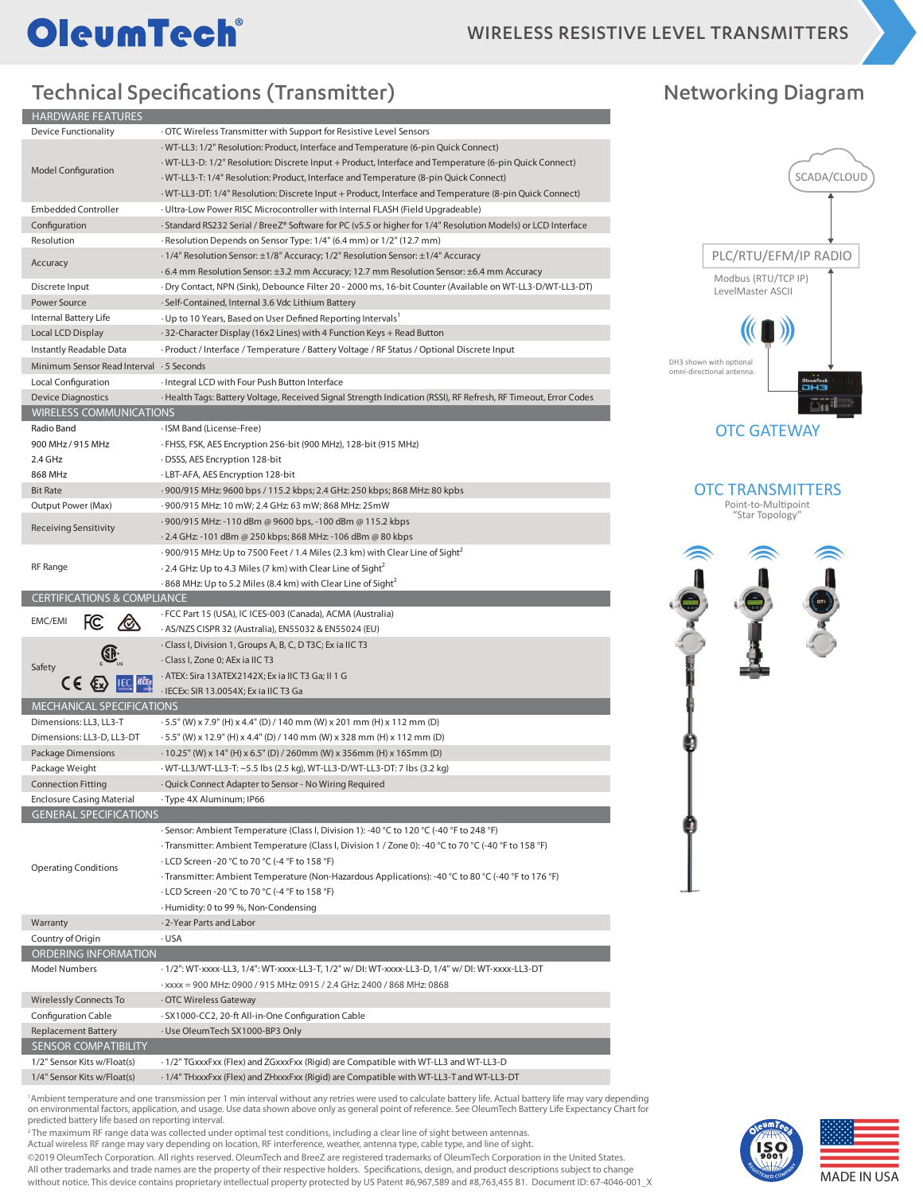# WIRELESS RESISTIVE LEVEL TRANSMITTERS

## Technical Specifications (Transmitter)

| HARDWARE FEATURES | |
|---|---|
| Device Functionality | · OTC Wireless Transmitter with Support for Resistive Level Sensors |
| Model Configuration | · WT-LL3: 1/2" Resolution: Product, Interface and Temperature (6-pin Quick Connect)<br>· WT-LL3-D: 1/2" Resolution: Discrete Input + Product, Interface and Temperature (6-pin Quick Connect)<br>· WT-LL3-T: 1/4" Resolution: Product, Interface and Temperature (8-pin Quick Connect)<br>· WT-LL3-DT: 1/4" Resolution: Discrete Input + Product, Interface and Temperature (8-pin Quick Connect) |
| Embedded Controller | · Ultra-Low Power RISC Microcontroller with Internal FLASH (Field Upgradeable) |
| Configuration | · Standard RS232 Serial / BreeZ® Software for PC (v5.5 or higher for 1/4" Resolution Models) or LCD Interface |
| Resolution | · Resolution Depends on Sensor Type: 1/4" (6.4 mm) or 1/2" (12.7 mm) |
| Accuracy | · 1/4" Resolution Sensor: ±1/8" Accuracy; 1/2" Resolution Sensor: ±1/4" Accuracy<br>· 6.4 mm Resolution Sensor: ±3.2 mm Accuracy; 12.7 mm Resolution Sensor: ±6.4 mm Accuracy |
| Discrete Input | · Dry Contact, NPN (Sink), Debounce Filter 20 - 2000 ms, 16-bit Counter (Available on WT-LL3-D/WT-LL3-DT) |
| Power Source | · Self-Contained, Internal 3.6 Vdc Lithium Battery |
| Internal Battery Life | · Up to 10 Years, Based on User Defined Reporting Intervals[1] |
| Local LCD Display | · 32-Character Display (16x2 Lines) with 4 Function Keys + Read Button |
| Instantly Readable Data | · Product / Interface / Temperature / Battery Voltage / RF Status / Optional Discrete Input |
| Minimum Sensor Read Interval | · 5 Seconds |
| Local Configuration | · Integral LCD with Four Push Button Interface |
| Device Diagnostics | · Health Tags: Battery Voltage, Received Signal Strength Indication (RSSI), RF Refresh, RF Timeout, Error Codes |
| **WIRELESS COMMUNICATIONS** | |
| Radio Band | · ISM Band (License-Free) |
| 900 MHz / 915 MHz | · FHSS, FSK, AES Encryption 256-bit (900 MHz), 128-bit (915 MHz) |
| 2.4 GHz | · DSSS, AES Encryption 128-bit |
| 868 MHz | · LBT-AFA, AES Encryption 128-bit |
| Bit Rate | · 900/915 MHz: 9600 bps / 115.2 kbps; 2.4 GHz: 250 kbps; 868 MHz: 80 kpbs |
| Output Power (Max) | · 900/915 MHz: 10 mW; 2.4 GHz: 63 mW; 868 MHz: 25mW |
| Receiving Sensitivity | · 900/915 MHz: -110 dBm @ 9600 bps, -100 dBm @ 115.2 kbps<br>· 2.4 GHz: -101 dBm @ 250 kbps; 868 MHz: -106 dBm @ 80 kbps |
| RF Range | · 900/915 MHz: Up to 7500 Feet / 1.4 Miles (2.3 km) with Clear Line of Sight[2]<br>· 2.4 GHz: Up to 4.3 Miles (7 km) with Clear Line of Sight[2]<br>· 868 MHz: Up to 5.2 Miles (8.4 km) with Clear Line of Sight[2] |
| **CERTIFICATIONS & COMPLIANCE** | |
| EMC/EMI | · FCC Part 15 (USA), IC ICES-003 (Canada), ACMA (Australia)<br>· AS/NZS CISPR 32 (Australia), EN55032 & EN55024 (EU) |
| Safety | · Class I, Division 1, Groups A, B, C, D T3C; Ex ia IIC T3<br>· Class I, Zone 0; AEx ia IIC T3<br>· ATEX: Sira 13ATEX2142X; Ex ia IIC T3 Ga; II 1 G<br>· IECEx: SIR 13.0054X; Ex ia IIC T3 Ga |
| **MECHANICAL SPECIFICATIONS** | |
| Dimensions: LL3, LL3-T | · 5.5" (W) x 7.9" (H) x 4.4" (D) / 140 mm (W) x 201 mm (H) x 112 mm (D) |
| Dimensions: LL3-D, LL3-DT | · 5.5" (W) x 12.9" (H) x 4.4" (D) / 140 mm (W) x 328 mm (H) x 112 mm (D) |
| Package Dimensions | · 10.25" (W) x 14" (H) x 6.5" (D) / 260mm (W) x 356mm (H) x 165mm (D) |
| Package Weight | · WT-LL3/WT-LL3-T: ~5.5 lbs (2.5 kg), WT-LL3-D/WT-LL3-DT: 7 lbs (3.2 kg) |
| Connection Fitting | · Quick Connect Adapter to Sensor - No Wiring Required |
| Enclosure Casing Material | · Type 4X Aluminum; IP66 |
| **GENERAL SPECIFICATIONS** | |
| Operating Conditions | · Sensor: Ambient Temperature (Class I, Division 1): -40 °C to 120 °C (-40 °F to 248 °F)<br>· Transmitter: Ambient Temperature (Class I, Division 1 / Zone 0): -40 °C to 70 °C (-40 °F to 158 °F)<br>· LCD Screen -20 °C to 70 °C (-4 °F to 158 °F)<br>· Transmitter: Ambient Temperature (Non-Hazardous Applications): -40 °C to 80 °C (-40 °F to 176 °F)<br>· LCD Screen -20 °C to 70 °C (-4 °F to 158 °F)<br>· Humidity: 0 to 99 %, Non-Condensing |
| Warranty | · 2-Year Parts and Labor |
| Country of Origin | · USA |
| **ORDERING INFORMATION** | |
| Model Numbers | · 1/2": WT-xxxx-LL3, 1/4": WT-xxxx-LL3-T, 1/2" w/ DI: WT-xxxx-LL3-D, 1/4" w/ DI: WT-xxxx-LL3-DT<br>· xxxx = 900 MHz: 0900 / 915 MHz: 0915 / 2.4 GHz: 2400 / 868 MHz: 0868 |
| Wirelessly Connects To | · OTC Wireless Gateway |
| Configuration Cable | · SX1000-CC2, 20-ft All-in-One Configuration Cable |
| Replacement Battery | · Use OleumTech SX1000-BP3 Only |
| **SENSOR COMPATIBILITY** | |
| 1/2" Sensor Kits w/Float(s) | · 1/2" TGxxxFxx (Flex) and ZGxxxFxx (Rigid) are Compatible with WT-LL3 and WT-LL3-D |
| 1/4" Sensor Kits w/Float(s) | · 1/4" THxxxFxx (Flex) and ZHxxxFxx (Rigid) are Compatible with WT-LL3-T and WT-LL3-DT |

## Networking Diagram

SCADA/CLOUD

PLC/RTU/EFM/IP RADIO

Modbus (RTU/TCP IP)
LevelMaster ASCII

DH3 shown with optional omni-directional antenna.

OTC GATEWAY

OTC TRANSMITTERS
Point-to-Multipoint
"Star Topology"

[1]Ambient temperature and one transmission per 1 min interval without any retries were used to calculate battery life. Actual battery life may vary depending on environmental factors, application, and usage. Use data shown above only as general point of reference. See OleumTech Battery Life Expectancy Chart for predicted battery life based on reporting interval.

[2]The maximum RF range data was collected under optimal test conditions, including a clear line of sight between antennas. Actual wireless RF range may vary depending on location, RF interference, weather, antenna type, cable type, and line of sight.

©2019 OleumTech Corporation. All rights reserved. OleumTech and BreeZ are registered trademarks of OleumTech Corporation in the United States. All other trademarks and trade names are the property of their respective holders. Specifications, design, and product descriptions subject to change without notice. This device contains proprietary intellectual property protected by US Patent #6,967,589 and #8,763,455 B1. Document ID: 67-4046-001_X

MADE IN USA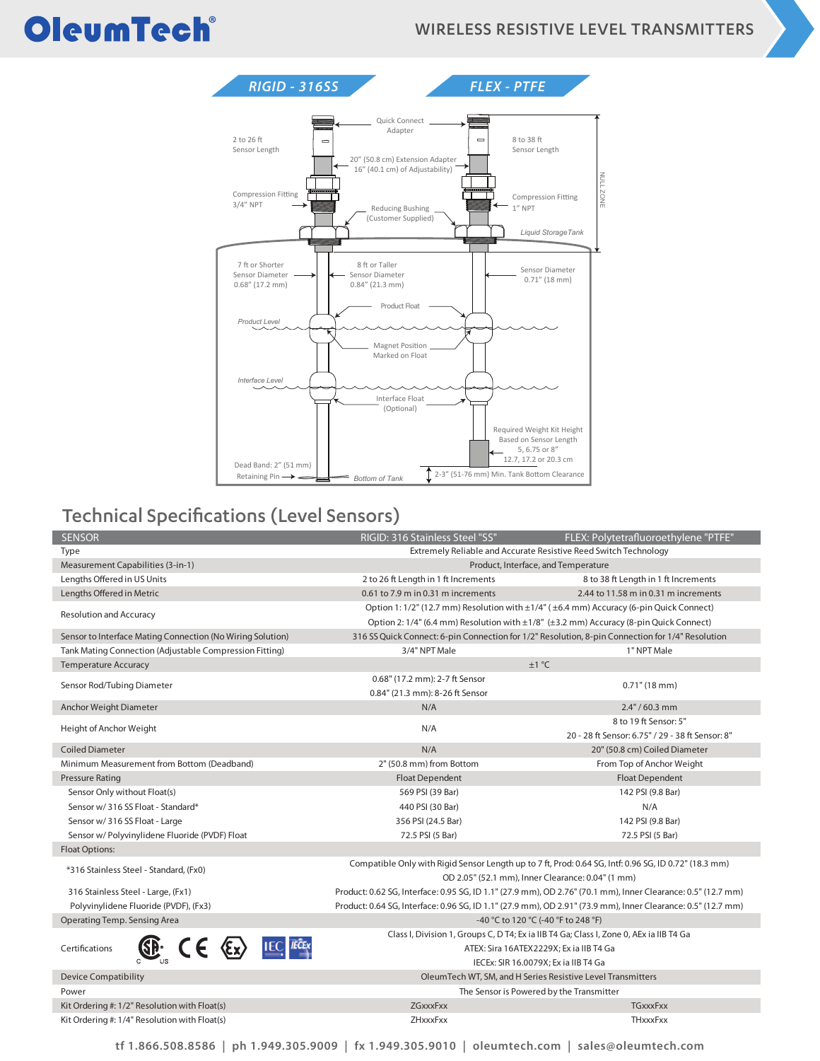# WIRELESS RESISTIVE LEVEL TRANSMITTERS

RIGID - 316SS

FLEX - PTFE

Quick Connect Adapter

2 to 26 ft Sensor Length

8 to 38 ft Sensor Length

20" (50.8 cm) Extension Adapter 16" (40.1 cm) of Adjustability

NULL ZONE

Compression Fitting 3/4" NPT

Compression Fitting 1" NPT

Reducing Bushing (Customer Supplied)

Liquid Storage Tank

7 ft or Shorter Sensor Diameter 0.68" (17.2 mm)

8 ft or Taller Sensor Diameter 0.84" (21.3 mm)

Sensor Diameter 0.71" (18 mm)

Product Float

Product Level

Magnet Position Marked on Float

Interface Level

Interface Float (Optional)

Required Weight Kit Height Based on Sensor Length 5, 6.75 or 8" 12.7, 17.2 or 20.3 cm

Dead Band: 2" (51 mm)

Retaining Pin

Bottom of Tank

2-3" (51-76 mm) Min. Tank Bottom Clearance

## Technical Specifications (Level Sensors)

| SENSOR | RIGID: 316 Stainless Steel "SS" | FLEX: Polytetrafluoroethylene "PTFE" |
|---|---|---|
| Type | Extremely Reliable and Accurate Resistive Reed Switch Technology | |
| Measurement Capabilities (3-in-1) | Product, Interface, and Temperature | |
| Lengths Offered in US Units | 2 to 26 ft Length in 1 ft Increments | 8 to 38 ft Length in 1 ft Increments |
| Lengths Offered in Metric | 0.61 to 7.9 m in 0.31 m increments | 2.44 to 11.58 m in 0.31 m increments |
| Resolution and Accuracy | Option 1: 1/2" (12.7 mm) Resolution with ±1/4" (±6.4 mm) Accuracy (6-pin Quick Connect)<br>Option 2: 1/4" (6.4 mm) Resolution with ±1/8" (±3.2 mm) Accuracy (8-pin Quick Connect) | |
| Sensor to Interface Mating Connection (No Wiring Solution) | 316 SS Quick Connect: 6-pin Connection for 1/2" Resolution, 8-pin Connection for 1/4" Resolution | |
| Tank Mating Connection (Adjustable Compression Fitting) | 3/4" NPT Male | 1" NPT Male |
| Temperature Accuracy | ±1 °C | |
| Sensor Rod/Tubing Diameter | 0.68" (17.2 mm): 2-7 ft Sensor<br>0.84" (21.3 mm): 8-26 ft Sensor | 0.71" (18 mm) |
| Anchor Weight Diameter | N/A | 2.4" / 60.3 mm |
| Height of Anchor Weight | N/A | 8 to 19 ft Sensor: 5"<br>20 - 28 ft Sensor: 6.75" / 29 - 38 ft Sensor: 8" |
| Coiled Diameter | N/A | 20" (50.8 cm) Coiled Diameter |
| Minimum Measurement from Bottom (Deadband) | 2" (50.8 mm) from Bottom | From Top of Anchor Weight |
| Pressure Rating | Float Dependent | Float Dependent |
| Sensor Only without Float(s) | 569 PSI (39 Bar) | 142 PSI (9.8 Bar) |
| Sensor w/ 316 SS Float - Standard* | 440 PSI (30 Bar) | N/A |
| Sensor w/ 316 SS Float - Large | 356 PSI (24.5 Bar) | 142 PSI (9.8 Bar) |
| Sensor w/ Polyvinylidene Fluoride (PVDF) Float | 72.5 PSI (5 Bar) | 72.5 PSI (5 Bar) |
| Float Options: | | |
| *316 Stainless Steel - Standard, (Fx0) | Compatible Only with Rigid Sensor Length up to 7 ft, Prod: 0.64 SG, Intf: 0.96 SG, ID 0.72" (18.3 mm)<br>OD 2.05" (52.1 mm), Inner Clearance: 0.04" (1 mm) | |
| 316 Stainless Steel - Large, (Fx1) | Product: 0.62 SG, Interface: 0.95 SG, ID 1.1" (27.9 mm), OD 2.76" (70.1 mm), Inner Clearance: 0.5" (12.7 mm) | |
| Polyvinylidene Fluoride (PVDF), (Fx3) | Product: 0.64 SG, Interface: 0.96 SG, ID 1.1" (27.9 mm), OD 2.91" (73.9 mm), Inner Clearance: 0.5" (12.7 mm) | |
| Operating Temp. Sensing Area | -40 °C to 120 °C (-40 °F to 248 °F) | |
| Certifications | Class I, Division 1, Groups C, D T4; Ex ia IIB T4 Ga; Class I, Zone 0, AEx ia IIB T4 Ga<br>ATEX: Sira 16ATEX2229X; Ex ia IIB T4 Ga<br>IECEx: SIR 16.0079X; Ex ia IIB T4 Ga | |
| Device Compatibility | OleumTech WT, SM, and H Series Resistive Level Transmitters | |
| Power | The Sensor is Powered by the Transmitter | |
| Kit Ordering #: 1/2" Resolution with Float(s) | ZGxxxFxx | TGxxxFxx |
| Kit Ordering #: 1/4" Resolution with Float(s) | ZHxxxFxx | THxxxFxx |

tf 1.866.508.8586 | ph 1.949.305.9009 | fx 1.949.305.9010 | oleumtech.com | sales@oleumtech.com